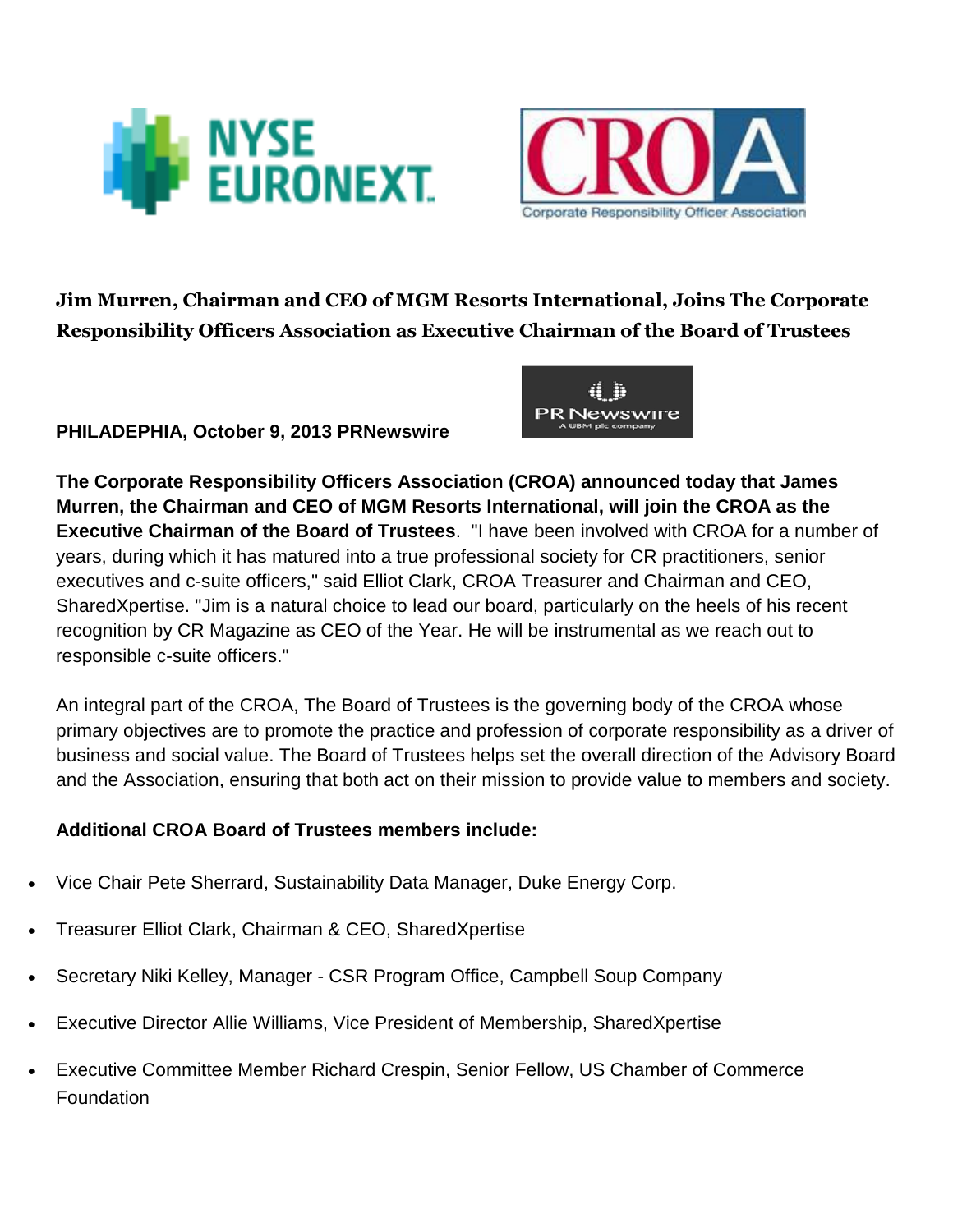# Jim Murren, Chairman and CEO of MGM Resorts International, Joins The Corporate Responsibility Officers Association as Executive Chairman of the Board of Trustees

**PHILADEPHIA, October 9, 2013 PRNewswire**

**The Corporate Responsibility Officers Association (CROA) announced today that James Murren, the Chairman and CEO of MGM Resorts International, will join the CROA as the Executive Chairman of the Board of Trustees**. "I have been involved with CROA for a number of years, during which it has matured into a true professional society for CR practitioners, senior executives and c-suite officers," said Elliot Clark, CROA Treasurer and Chairman and CEO, SharedXpertise. "Jim is a natural choice to lead our board, particularly on the heels of his recent recognition by CR Magazine as CEO of the Year. He will be instrumental as we reach out to responsible c-suite officers."

An integral part of the CROA, The Board of Trustees is the governing body of the CROA whose primary objectives are to promote the practice and profession of corporate responsibility as a driver of business and social value. The Board of Trustees helps set the overall direction of the Advisory Board and the Association, ensuring that both act on their mission to provide value to members and society.

**Additional CROA Board of Trustees members include:**

- Vice Chair Pete Sherrard, Sustainability Data Manager, Duke Energy Corp.
- Treasurer Elliot Clark, Chairman & CEO, SharedXpertise
- Secretary Niki Kelley, Manager - CSR Program Office, Campbell Soup Company
- Executive Director Allie Williams, Vice President of Membership, SharedXpertise
- Executive Committee Member Richard Crespin, Senior Fellow, US Chamber of Commerce Foundation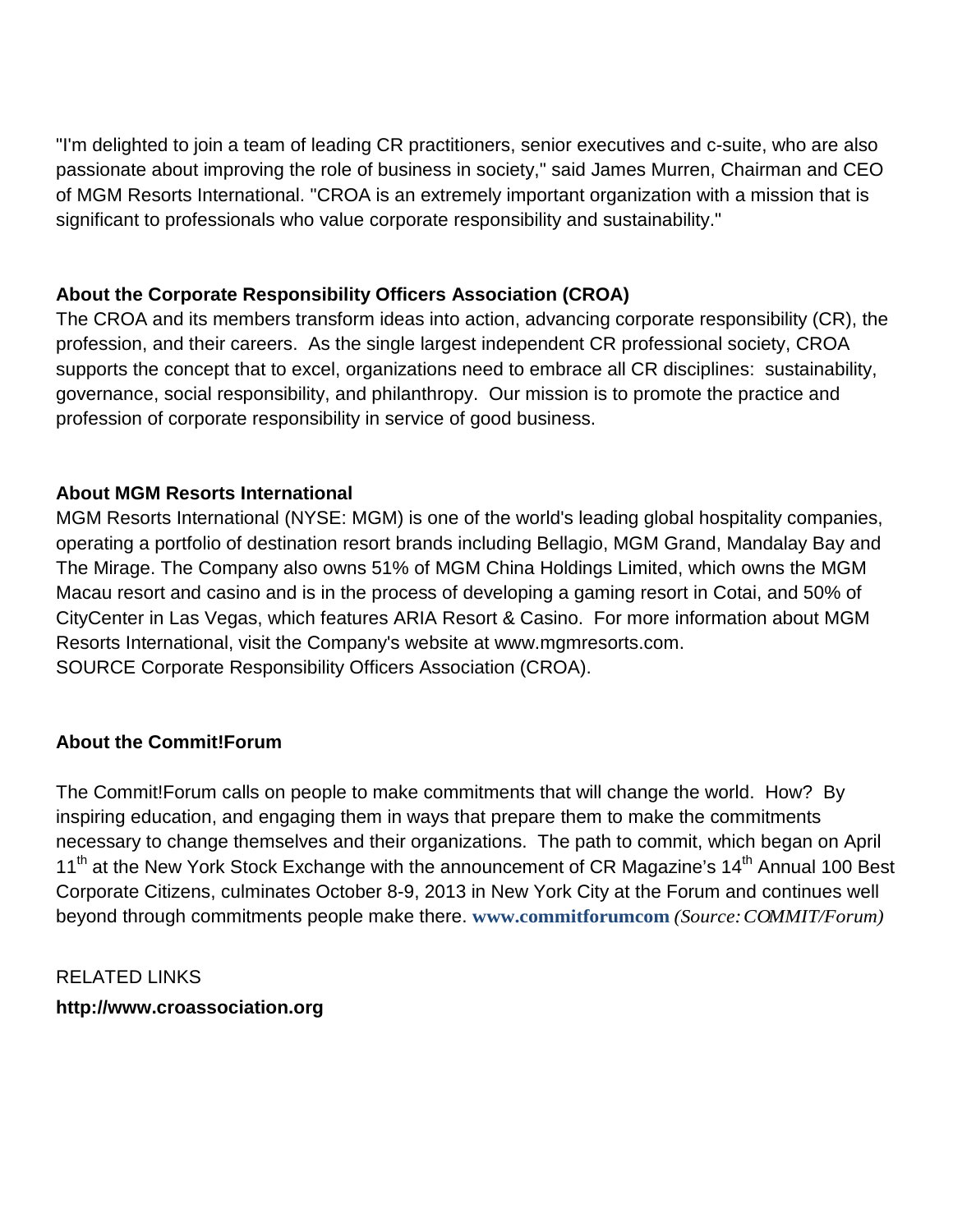"I'm delighted to join a team of leading CR practitioners, senior executives and c-suite, who are also passionate about improving the role of business in society," said James Murren, Chairman and CEO of MGM Resorts International. "CROA is an extremely important organization with a mission that is significant to professionals who value corporate responsibility and sustainability."

**About the Corporate Responsibility Officers Association (CROA)**

The CROA and its members transform ideas into action, advancing corporate responsibility (CR), the profession, and their careers. As the single largest independent CR professional society, CROA supports the concept that to excel, organizations need to embrace all CR disciplines: sustainability, governance, social responsibility, and philanthropy. Our mission is to promote the practice and profession of corporate responsibility in service of good business.

**About MGM Resorts International**

MGM Resorts International (NYSE: MGM) is one of the world's leading global hospitality companies, operating a portfolio of destination resort brands including Bellagio, MGM Grand, Mandalay Bay and The Mirage. The Company also owns 51% of MGM China Holdings Limited, which owns the MGM Macau resort and casino and is in the process of developing a gaming resort in Cotai, and 50% of CityCenter in Las Vegas, which features ARIA Resort & Casino. For more information about MGM Resorts International, visit the Company's website at www.mgmresorts.com.
SOURCE Corporate Responsibility Officers Association (CROA).

**About the Commit!Forum**

The Commit!Forum calls on people to make commitments that will change the world. How? By inspiring education, and engaging them in ways that prepare them to make the commitments necessary to change themselves and their organizations. The path to commit, which began on April 11th at the New York Stock Exchange with the announcement of CR Magazine's 14th Annual 100 Best Corporate Citizens, culminates October 8-9, 2013 in New York City at the Forum and continues well beyond through commitments people make there. **www.commitforumcom** *(Source: COMMIT/Forum)*

RELATED LINKS

**http://www.croassociation.org**